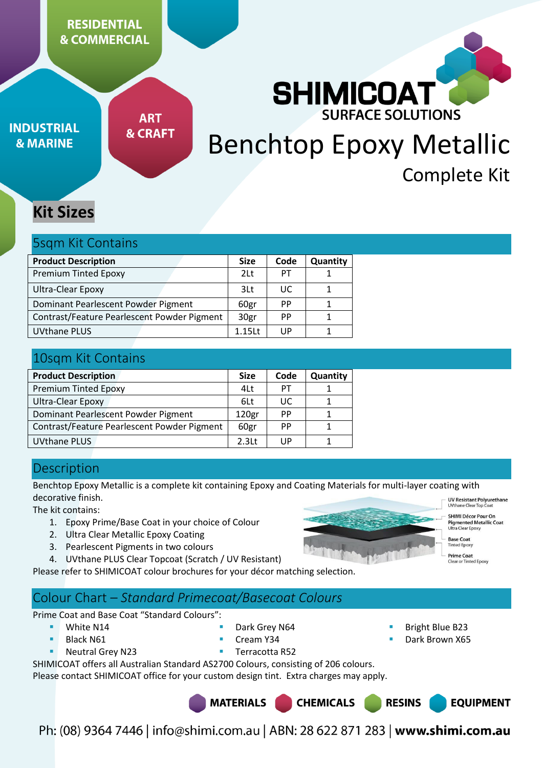RESIDENTIAL & COMMERCIAL

INDUSTRIAL & MARINE

ART & CRAFT

SHIMICOAT SURFACE SOLUTIONS

# Benchtop Epoxy Metallic

## Complete Kit

## Kit Sizes

### 5sqm Kit Contains

| Product Description | Size | Code | Quantity |
|---|---|---|---|
| Premium Tinted Epoxy | 2Lt | PT | 1 |
| Ultra-Clear Epoxy | 3Lt | UC | 1 |
| Dominant Pearlescent Powder Pigment | 60gr | PP | 1 |
| Contrast/Feature Pearlescent Powder Pigment | 30gr | PP | 1 |
| UVthane PLUS | 1.15Lt | UP | 1 |

### 10sqm Kit Contains

| Product Description | Size | Code | Quantity |
|---|---|---|---|
| Premium Tinted Epoxy | 4Lt | PT | 1 |
| Ultra-Clear Epoxy | 6Lt | UC | 1 |
| Dominant Pearlescent Powder Pigment | 120gr | PP | 1 |
| Contrast/Feature Pearlescent Powder Pigment | 60gr | PP | 1 |
| UVthane PLUS | 2.3Lt | UP | 1 |

### Description

Benchtop Epoxy Metallic is a complete kit containing Epoxy and Coating Materials for multi-layer coating with decorative finish.

The kit contains:

1. Epoxy Prime/Base Coat in your choice of Colour
2. Ultra Clear Metallic Epoxy Coating
3. Pearlescent Pigments in two colours
4. UVthane PLUS Clear Topcoat (Scratch / UV Resistant)

Please refer to SHIMICOAT colour brochures for your décor matching selection.

UV Resistant Polyurethane – UVthane Clear Top Coat
SHIMI Décor Pour On Pigmented Metallic Coat – Ultra Clear Epoxy
Base Coat – Tinted Epoxy
Prime Coat – Clear or Tinted Epoxy

### Colour Chart – *Standard Primecoat/Basecoat Colours*

Prime Coat and Base Coat "Standard Colours":

- White N14
- Black N61
- Neutral Grey N23
- Dark Grey N64
- Cream Y34
- Terracotta R52
- Bright Blue B23
- Dark Brown X65

SHIMICOAT offers all Australian Standard AS2700 Colours, consisting of 206 colours.
Please contact SHIMICOAT office for your custom design tint. Extra charges may apply.

MATERIALS CHEMICALS RESINS EQUIPMENT

Ph: (08) 9364 7446 | info@shimi.com.au | ABN: 28 622 871 283 | **www.shimi.com.au**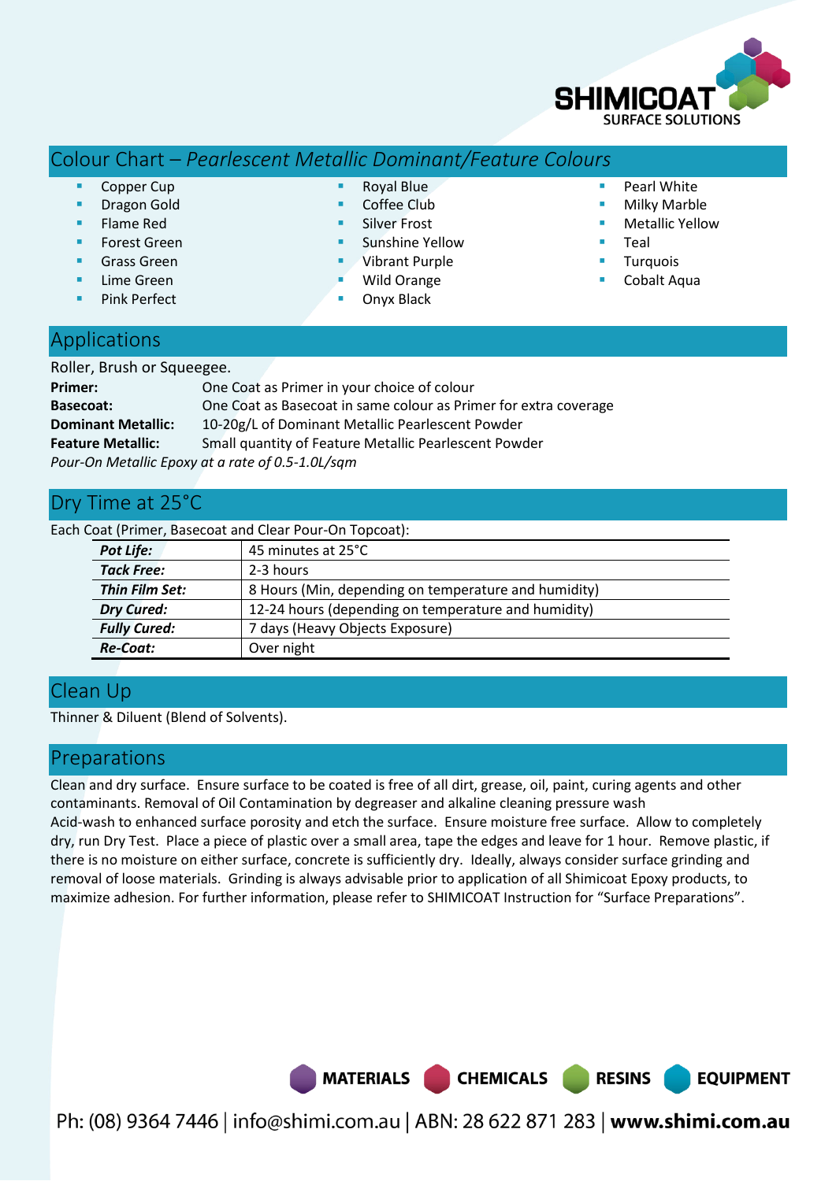## Colour Chart – *Pearlescent Metallic Dominant/Feature Colours*

- Copper Cup
- Dragon Gold
- Flame Red
- Forest Green
- Grass Green
- Lime Green
- Pink Perfect
- Royal Blue
- Coffee Club
- Silver Frost
- Sunshine Yellow
- Vibrant Purple
- Wild Orange
- Onyx Black
- Pearl White
- Milky Marble
- Metallic Yellow
- Teal
- Turquois
- Cobalt Aqua

## Applications

Roller, Brush or Squeegee.

**Primer:** One Coat as Primer in your choice of colour
**Basecoat:** One Coat as Basecoat in same colour as Primer for extra coverage
**Dominant Metallic:** 10-20g/L of Dominant Metallic Pearlescent Powder
**Feature Metallic:** Small quantity of Feature Metallic Pearlescent Powder

*Pour-On Metallic Epoxy at a rate of 0.5-1.0L/sqm*

## Dry Time at 25°C

Each Coat (Primer, Basecoat and Clear Pour-On Topcoat):

| | |
|---|---|
| ***Pot Life:*** | 45 minutes at 25°C |
| ***Tack Free:*** | 2-3 hours |
| ***Thin Film Set:*** | 8 Hours (Min, depending on temperature and humidity) |
| ***Dry Cured:*** | 12-24 hours (depending on temperature and humidity) |
| ***Fully Cured:*** | 7 days (Heavy Objects Exposure) |
| ***Re-Coat:*** | Over night |

## Clean Up

Thinner & Diluent (Blend of Solvents).

## Preparations

Clean and dry surface. Ensure surface to be coated is free of all dirt, grease, oil, paint, curing agents and other contaminants. Removal of Oil Contamination by degreaser and alkaline cleaning pressure wash
Acid-wash to enhanced surface porosity and etch the surface. Ensure moisture free surface. Allow to completely dry, run Dry Test. Place a piece of plastic over a small area, tape the edges and leave for 1 hour. Remove plastic, if there is no moisture on either surface, concrete is sufficiently dry. Ideally, always consider surface grinding and removal of loose materials. Grinding is always advisable prior to application of all Shimicoat Epoxy products, to maximize adhesion. For further information, please refer to SHIMICOAT Instruction for "Surface Preparations".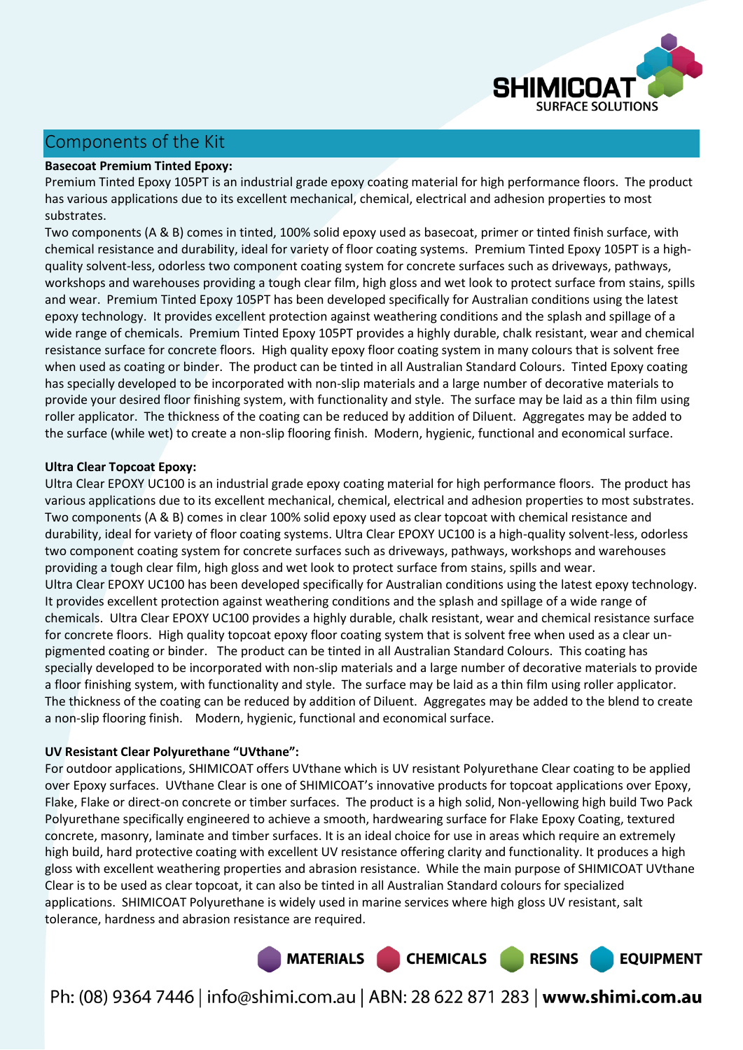## Components of the Kit

**Basecoat Premium Tinted Epoxy:**

Premium Tinted Epoxy 105PT is an industrial grade epoxy coating material for high performance floors. The product has various applications due to its excellent mechanical, chemical, electrical and adhesion properties to most substrates.

Two components (A & B) comes in tinted, 100% solid epoxy used as basecoat, primer or tinted finish surface, with chemical resistance and durability, ideal for variety of floor coating systems. Premium Tinted Epoxy 105PT is a high-quality solvent-less, odorless two component coating system for concrete surfaces such as driveways, pathways, workshops and warehouses providing a tough clear film, high gloss and wet look to protect surface from stains, spills and wear. Premium Tinted Epoxy 105PT has been developed specifically for Australian conditions using the latest epoxy technology. It provides excellent protection against weathering conditions and the splash and spillage of a wide range of chemicals. Premium Tinted Epoxy 105PT provides a highly durable, chalk resistant, wear and chemical resistance surface for concrete floors. High quality epoxy floor coating system in many colours that is solvent free when used as coating or binder. The product can be tinted in all Australian Standard Colours. Tinted Epoxy coating has specially developed to be incorporated with non-slip materials and a large number of decorative materials to provide your desired floor finishing system, with functionality and style. The surface may be laid as a thin film using roller applicator. The thickness of the coating can be reduced by addition of Diluent. Aggregates may be added to the surface (while wet) to create a non-slip flooring finish. Modern, hygienic, functional and economical surface.

**Ultra Clear Topcoat Epoxy:**

Ultra Clear EPOXY UC100 is an industrial grade epoxy coating material for high performance floors. The product has various applications due to its excellent mechanical, chemical, electrical and adhesion properties to most substrates. Two components (A & B) comes in clear 100% solid epoxy used as clear topcoat with chemical resistance and durability, ideal for variety of floor coating systems. Ultra Clear EPOXY UC100 is a high-quality solvent-less, odorless two component coating system for concrete surfaces such as driveways, pathways, workshops and warehouses providing a tough clear film, high gloss and wet look to protect surface from stains, spills and wear.

Ultra Clear EPOXY UC100 has been developed specifically for Australian conditions using the latest epoxy technology. It provides excellent protection against weathering conditions and the splash and spillage of a wide range of chemicals. Ultra Clear EPOXY UC100 provides a highly durable, chalk resistant, wear and chemical resistance surface for concrete floors. High quality topcoat epoxy floor coating system that is solvent free when used as a clear un-pigmented coating or binder. The product can be tinted in all Australian Standard Colours. This coating has specially developed to be incorporated with non-slip materials and a large number of decorative materials to provide a floor finishing system, with functionality and style. The surface may be laid as a thin film using roller applicator. The thickness of the coating can be reduced by addition of Diluent. Aggregates may be added to the blend to create a non-slip flooring finish. Modern, hygienic, functional and economical surface.

**UV Resistant Clear Polyurethane "UVthane":**

For outdoor applications, SHIMICOAT offers UVthane which is UV resistant Polyurethane Clear coating to be applied over Epoxy surfaces. UVthane Clear is one of SHIMICOAT's innovative products for topcoat applications over Epoxy, Flake, Flake or direct-on concrete or timber surfaces. The product is a high solid, Non-yellowing high build Two Pack Polyurethane specifically engineered to achieve a smooth, hardwearing surface for Flake Epoxy Coating, textured concrete, masonry, laminate and timber surfaces. It is an ideal choice for use in areas which require an extremely high build, hard protective coating with excellent UV resistance offering clarity and functionality. It produces a high gloss with excellent weathering properties and abrasion resistance. While the main purpose of SHIMICOAT UVthane Clear is to be used as clear topcoat, it can also be tinted in all Australian Standard colours for specialized applications. SHIMICOAT Polyurethane is widely used in marine services where high gloss UV resistant, salt tolerance, hardness and abrasion resistance are required.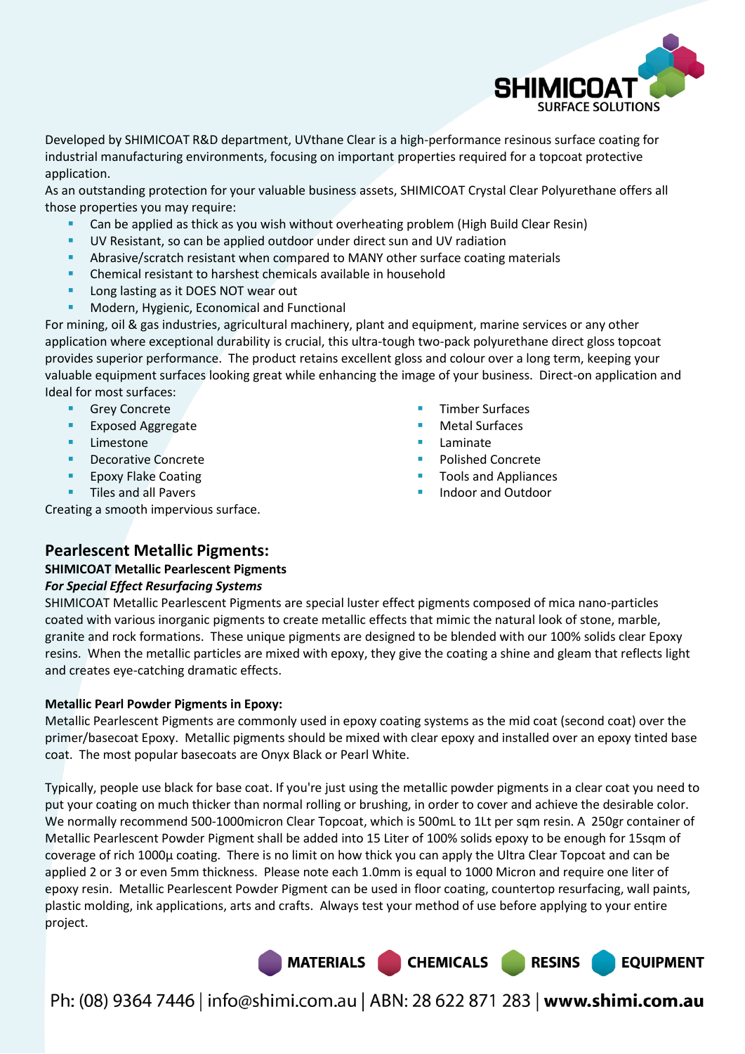Developed by SHIMICOAT R&D department, UVthane Clear is a high-performance resinous surface coating for industrial manufacturing environments, focusing on important properties required for a topcoat protective application.
As an outstanding protection for your valuable business assets, SHIMICOAT Crystal Clear Polyurethane offers all those properties you may require:

- Can be applied as thick as you wish without overheating problem (High Build Clear Resin)
- UV Resistant, so can be applied outdoor under direct sun and UV radiation
- Abrasive/scratch resistant when compared to MANY other surface coating materials
- Chemical resistant to harshest chemicals available in household
- Long lasting as it DOES NOT wear out
- Modern, Hygienic, Economical and Functional

For mining, oil & gas industries, agricultural machinery, plant and equipment, marine services or any other application where exceptional durability is crucial, this ultra-tough two-pack polyurethane direct gloss topcoat provides superior performance. The product retains excellent gloss and colour over a long term, keeping your valuable equipment surfaces looking great while enhancing the image of your business. Direct-on application and Ideal for most surfaces:

- Grey Concrete
- Exposed Aggregate
- Limestone
- Decorative Concrete
- Epoxy Flake Coating
- Tiles and all Pavers
- Timber Surfaces
- Metal Surfaces
- Laminate
- Polished Concrete
- Tools and Appliances
- Indoor and Outdoor

Creating a smooth impervious surface.

## Pearlescent Metallic Pigments:

**SHIMICOAT Metallic Pearlescent Pigments**

***For Special Effect Resurfacing Systems***

SHIMICOAT Metallic Pearlescent Pigments are special luster effect pigments composed of mica nano-particles coated with various inorganic pigments to create metallic effects that mimic the natural look of stone, marble, granite and rock formations. These unique pigments are designed to be blended with our 100% solids clear Epoxy resins. When the metallic particles are mixed with epoxy, they give the coating a shine and gleam that reflects light and creates eye-catching dramatic effects.

**Metallic Pearl Powder Pigments in Epoxy:**

Metallic Pearlescent Pigments are commonly used in epoxy coating systems as the mid coat (second coat) over the primer/basecoat Epoxy. Metallic pigments should be mixed with clear epoxy and installed over an epoxy tinted base coat. The most popular basecoats are Onyx Black or Pearl White.

Typically, people use black for base coat. If you're just using the metallic powder pigments in a clear coat you need to put your coating on much thicker than normal rolling or brushing, in order to cover and achieve the desirable color. We normally recommend 500-1000micron Clear Topcoat, which is 500mL to 1Lt per sqm resin. A 250gr container of Metallic Pearlescent Powder Pigment shall be added into 15 Liter of 100% solids epoxy to be enough for 15sqm of coverage of rich 1000µ coating. There is no limit on how thick you can apply the Ultra Clear Topcoat and can be applied 2 or 3 or even 5mm thickness. Please note each 1.0mm is equal to 1000 Micron and require one liter of epoxy resin. Metallic Pearlescent Powder Pigment can be used in floor coating, countertop resurfacing, wall paints, plastic molding, ink applications, arts and crafts. Always test your method of use before applying to your entire project.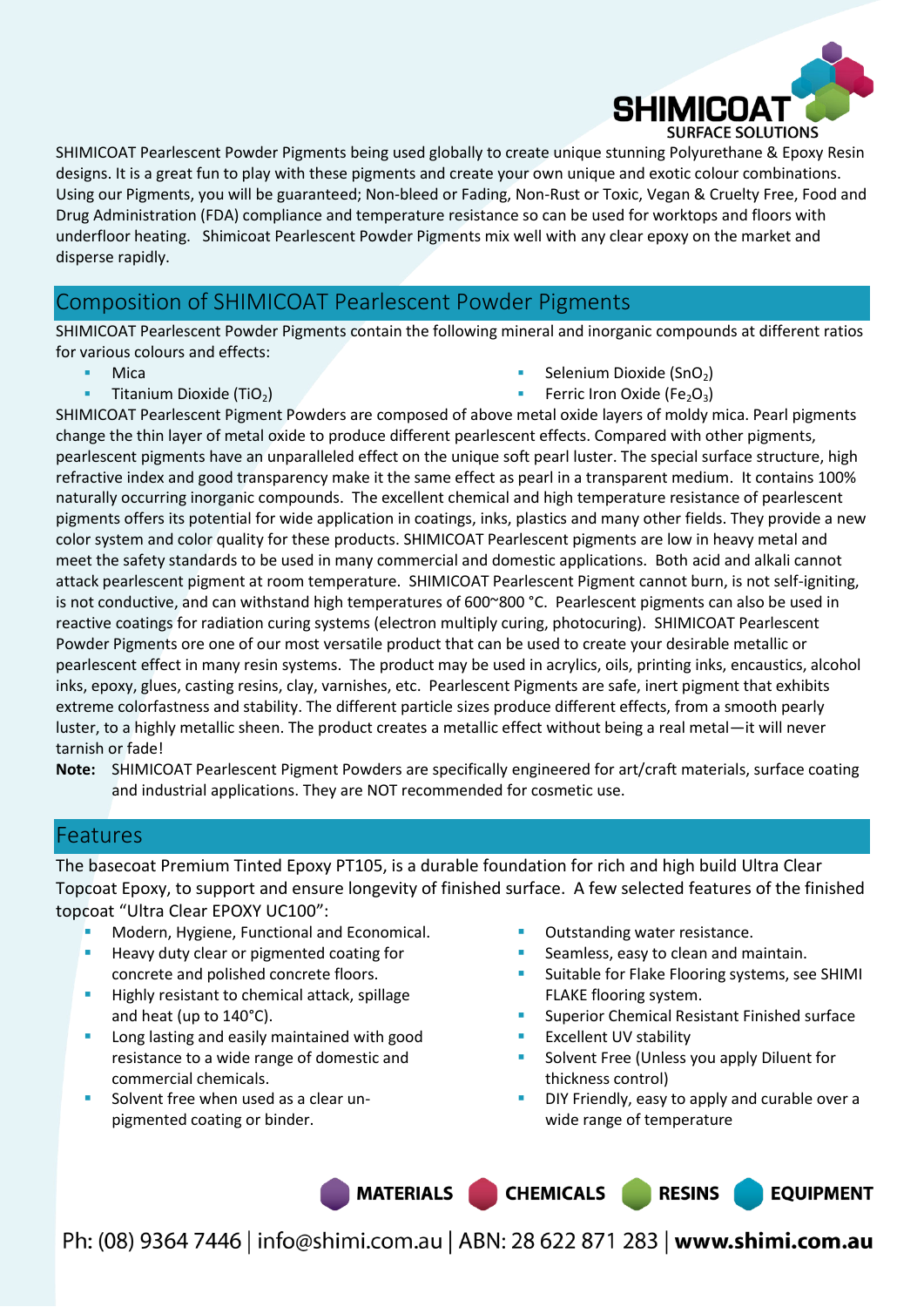SHIMICOAT Pearlescent Powder Pigments being used globally to create unique stunning Polyurethane & Epoxy Resin designs. It is a great fun to play with these pigments and create your own unique and exotic colour combinations. Using our Pigments, you will be guaranteed; Non-bleed or Fading, Non-Rust or Toxic, Vegan & Cruelty Free, Food and Drug Administration (FDA) compliance and temperature resistance so can be used for worktops and floors with underfloor heating. Shimicoat Pearlescent Powder Pigments mix well with any clear epoxy on the market and disperse rapidly.

## Composition of SHIMICOAT Pearlescent Powder Pigments

SHIMICOAT Pearlescent Powder Pigments contain the following mineral and inorganic compounds at different ratios for various colours and effects:

- Mica
- Titanium Dioxide ($TiO_2$)
- Selenium Dioxide ($SnO_2$)
- Ferric Iron Oxide ($Fe_2O_3$)

SHIMICOAT Pearlescent Pigment Powders are composed of above metal oxide layers of moldy mica. Pearl pigments change the thin layer of metal oxide to produce different pearlescent effects. Compared with other pigments, pearlescent pigments have an unparalleled effect on the unique soft pearl luster. The special surface structure, high refractive index and good transparency make it the same effect as pearl in a transparent medium. It contains 100% naturally occurring inorganic compounds. The excellent chemical and high temperature resistance of pearlescent pigments offers its potential for wide application in coatings, inks, plastics and many other fields. They provide a new color system and color quality for these products. SHIMICOAT Pearlescent pigments are low in heavy metal and meet the safety standards to be used in many commercial and domestic applications. Both acid and alkali cannot attack pearlescent pigment at room temperature. SHIMICOAT Pearlescent Pigment cannot burn, is not self-igniting, is not conductive, and can withstand high temperatures of 600~800 °C. Pearlescent pigments can also be used in reactive coatings for radiation curing systems (electron multiply curing, photocuring). SHIMICOAT Pearlescent Powder Pigments ore one of our most versatile product that can be used to create your desirable metallic or pearlescent effect in many resin systems. The product may be used in acrylics, oils, printing inks, encaustics, alcohol inks, epoxy, glues, casting resins, clay, varnishes, etc. Pearlescent Pigments are safe, inert pigment that exhibits extreme colorfastness and stability. The different particle sizes produce different effects, from a smooth pearly luster, to a highly metallic sheen. The product creates a metallic effect without being a real metal—it will never tarnish or fade!

**Note:** SHIMICOAT Pearlescent Pigment Powders are specifically engineered for art/craft materials, surface coating and industrial applications. They are NOT recommended for cosmetic use.

## Features

The basecoat Premium Tinted Epoxy PT105, is a durable foundation for rich and high build Ultra Clear Topcoat Epoxy, to support and ensure longevity of finished surface. A few selected features of the finished topcoat "Ultra Clear EPOXY UC100":

- Modern, Hygiene, Functional and Economical.
- Heavy duty clear or pigmented coating for concrete and polished concrete floors.
- Highly resistant to chemical attack, spillage and heat (up to 140°C).
- Long lasting and easily maintained with good resistance to a wide range of domestic and commercial chemicals.
- Solvent free when used as a clear un-pigmented coating or binder.
- Outstanding water resistance.
- Seamless, easy to clean and maintain.
- Suitable for Flake Flooring systems, see SHIMI FLAKE flooring system.
- Superior Chemical Resistant Finished surface
- Excellent UV stability
- Solvent Free (Unless you apply Diluent for thickness control)
- DIY Friendly, easy to apply and curable over a wide range of temperature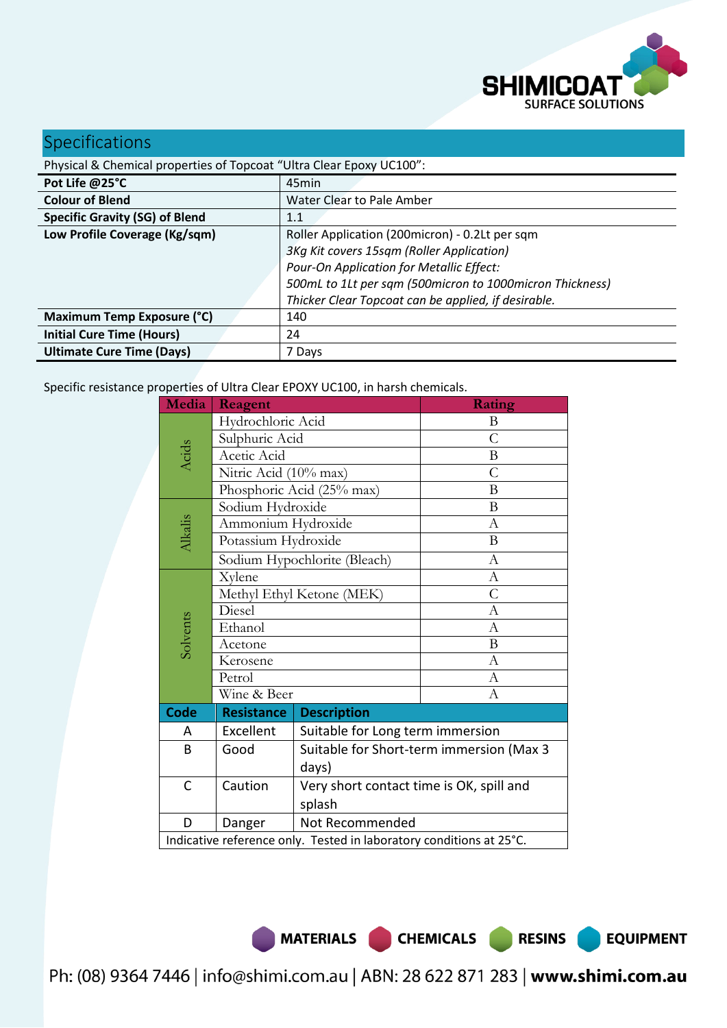## Specifications

Physical & Chemical properties of Topcoat "Ultra Clear Epoxy UC100":

| | |
|---|---|
| **Pot Life @25°C** | 45min |
| **Colour of Blend** | Water Clear to Pale Amber |
| **Specific Gravity (SG) of Blend** | 1.1 |
| **Low Profile Coverage (Kg/sqm)** | Roller Application (200micron) - 0.2Lt per sqm<br>*3Kg Kit covers 15sqm (Roller Application)*<br>*Pour-On Application for Metallic Effect:*<br>*500mL to 1Lt per sqm (500micron to 1000micron Thickness)*<br>*Thicker Clear Topcoat can be applied, if desirable.* |
| **Maximum Temp Exposure (°C)** | 140 |
| **Initial Cure Time (Hours)** | 24 |
| **Ultimate Cure Time (Days)** | 7 Days |

Specific resistance properties of Ultra Clear EPOXY UC100, in harsh chemicals.

| Media | Reagent | Rating |
|---|---|---|
| Acids | Hydrochloric Acid | B |
| | Sulphuric Acid | C |
| | Acetic Acid | B |
| | Nitric Acid (10% max) | C |
| | Phosphoric Acid (25% max) | B |
| Alkalis | Sodium Hydroxide | B |
| | Ammonium Hydroxide | A |
| | Potassium Hydroxide | B |
| | Sodium Hypochlorite (Bleach) | A |
| Solvents | Xylene | A |
| | Methyl Ethyl Ketone (MEK) | C |
| | Diesel | A |
| | Ethanol | A |
| | Acetone | B |
| | Kerosene | A |
| | Petrol | A |
| | Wine & Beer | A |

| Code | Resistance | Description |
|---|---|---|
| A | Excellent | Suitable for Long term immersion |
| B | Good | Suitable for Short-term immersion (Max 3 days) |
| C | Caution | Very short contact time is OK, spill and splash |
| D | Danger | Not Recommended |

Indicative reference only. Tested in laboratory conditions at 25°C.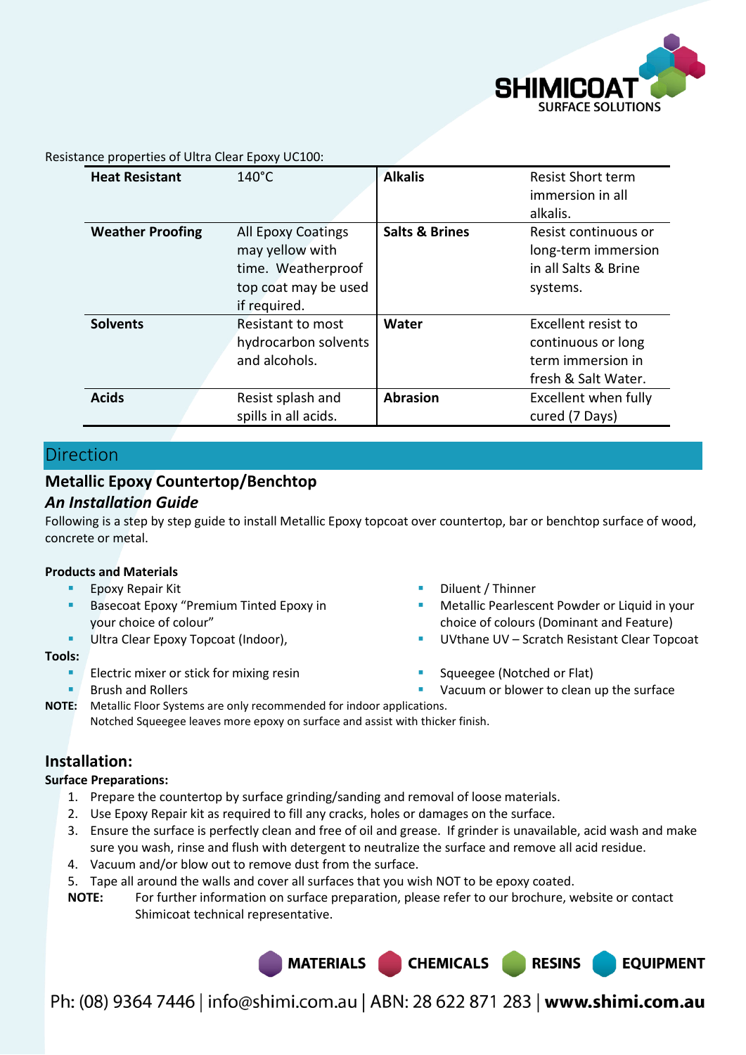Resistance properties of Ultra Clear Epoxy UC100:

| **Heat Resistant** | 140°C | **Alkalis** | Resist Short term immersion in all alkalis. |
|---|---|---|---|
| **Weather Proofing** | All Epoxy Coatings may yellow with time. Weatherproof top coat may be used if required. | **Salts & Brines** | Resist continuous or long-term immersion in all Salts & Brine systems. |
| **Solvents** | Resistant to most hydrocarbon solvents and alcohols. | **Water** | Excellent resist to continuous or long term immersion in fresh & Salt Water. |
| **Acids** | Resist splash and spills in all acids. | **Abrasion** | Excellent when fully cured (7 Days) |

## Direction

### Metallic Epoxy Countertop/Benchtop

***An Installation Guide***

Following is a step by step guide to install Metallic Epoxy topcoat over countertop, bar or benchtop surface of wood, concrete or metal.

**Products and Materials**

- Epoxy Repair Kit
- Basecoat Epoxy "Premium Tinted Epoxy in your choice of colour"
- Ultra Clear Epoxy Topcoat (Indoor),
- Diluent / Thinner
- Metallic Pearlescent Powder or Liquid in your choice of colours (Dominant and Feature)
- UVthane UV – Scratch Resistant Clear Topcoat

**Tools:**

- Electric mixer or stick for mixing resin
- Brush and Rollers
- Squeegee (Notched or Flat)
- Vacuum or blower to clean up the surface

**NOTE:** Metallic Floor Systems are only recommended for indoor applications.
Notched Squeegee leaves more epoxy on surface and assist with thicker finish.

### Installation:

**Surface Preparations:**

1. Prepare the countertop by surface grinding/sanding and removal of loose materials.
2. Use Epoxy Repair kit as required to fill any cracks, holes or damages on the surface.
3. Ensure the surface is perfectly clean and free of oil and grease. If grinder is unavailable, acid wash and make sure you wash, rinse and flush with detergent to neutralize the surface and remove all acid residue.
4. Vacuum and/or blow out to remove dust from the surface.
5. Tape all around the walls and cover all surfaces that you wish NOT to be epoxy coated.

**NOTE:** For further information on surface preparation, please refer to our brochure, website or contact Shimicoat technical representative.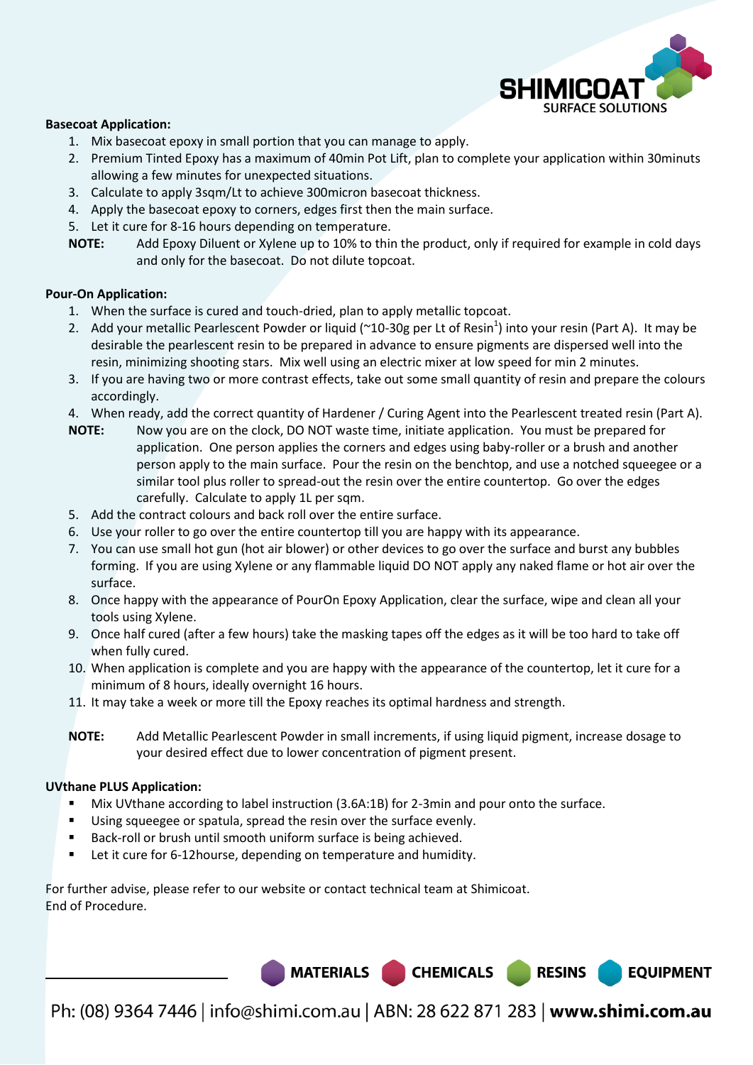**Basecoat Application:**

1. Mix basecoat epoxy in small portion that you can manage to apply.
2. Premium Tinted Epoxy has a maximum of 40min Pot Lift, plan to complete your application within 30minuts allowing a few minutes for unexpected situations.
3. Calculate to apply 3sqm/Lt to achieve 300micron basecoat thickness.
4. Apply the basecoat epoxy to corners, edges first then the main surface.
5. Let it cure for 8-16 hours depending on temperature.

**NOTE:** Add Epoxy Diluent or Xylene up to 10% to thin the product, only if required for example in cold days and only for the basecoat. Do not dilute topcoat.

**Pour-On Application:**

1. When the surface is cured and touch-dried, plan to apply metallic topcoat.
2. Add your metallic Pearlescent Powder or liquid (~10-30g per Lt of Resin[1]) into your resin (Part A). It may be desirable the pearlescent resin to be prepared in advance to ensure pigments are dispersed well into the resin, minimizing shooting stars. Mix well using an electric mixer at low speed for min 2 minutes.
3. If you are having two or more contrast effects, take out some small quantity of resin and prepare the colours accordingly.
4. When ready, add the correct quantity of Hardener / Curing Agent into the Pearlescent treated resin (Part A).

**NOTE:** Now you are on the clock, DO NOT waste time, initiate application. You must be prepared for application. One person applies the corners and edges using baby-roller or a brush and another person apply to the main surface. Pour the resin on the benchtop, and use a notched squeegee or a similar tool plus roller to spread-out the resin over the entire countertop. Go over the edges carefully. Calculate to apply 1L per sqm.

5. Add the contract colours and back roll over the entire surface.
6. Use your roller to go over the entire countertop till you are happy with its appearance.
7. You can use small hot gun (hot air blower) or other devices to go over the surface and burst any bubbles forming. If you are using Xylene or any flammable liquid DO NOT apply any naked flame or hot air over the surface.
8. Once happy with the appearance of PourOn Epoxy Application, clear the surface, wipe and clean all your tools using Xylene.
9. Once half cured (after a few hours) take the masking tapes off the edges as it will be too hard to take off when fully cured.
10. When application is complete and you are happy with the appearance of the countertop, let it cure for a minimum of 8 hours, ideally overnight 16 hours.
11. It may take a week or more till the Epoxy reaches its optimal hardness and strength.

**NOTE:** Add Metallic Pearlescent Powder in small increments, if using liquid pigment, increase dosage to your desired effect due to lower concentration of pigment present.

**UVthane PLUS Application:**

- Mix UVthane according to label instruction (3.6A:1B) for 2-3min and pour onto the surface.
- Using squeegee or spatula, spread the resin over the surface evenly.
- Back-roll or brush until smooth uniform surface is being achieved.
- Let it cure for 6-12hourse, depending on temperature and humidity.

For further advise, please refer to our website or contact technical team at Shimicoat.
End of Procedure.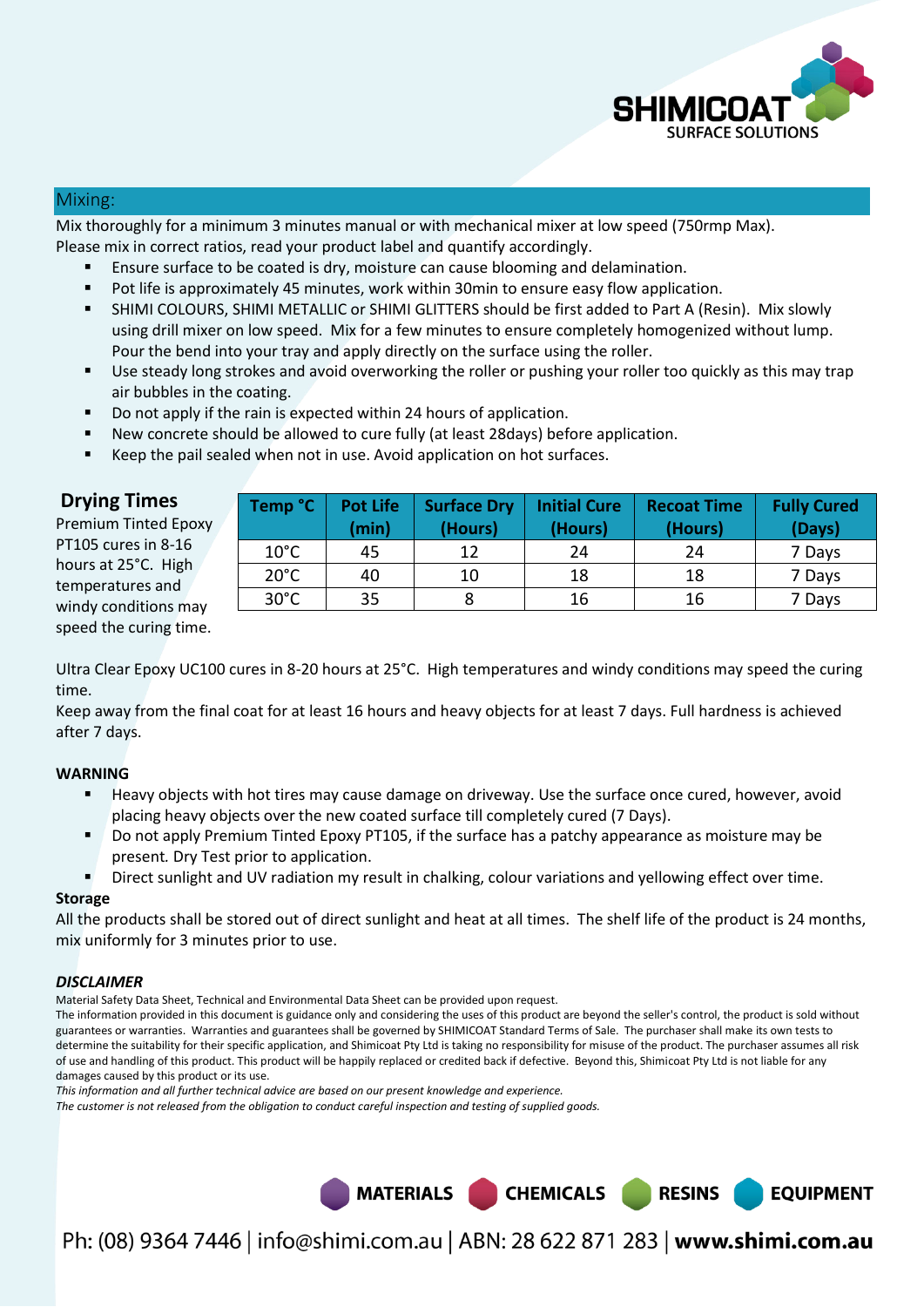## Mixing:

Mix thoroughly for a minimum 3 minutes manual or with mechanical mixer at low speed (750rmp Max).
Please mix in correct ratios, read your product label and quantify accordingly.

- Ensure surface to be coated is dry, moisture can cause blooming and delamination.
- Pot life is approximately 45 minutes, work within 30min to ensure easy flow application.
- SHIMI COLOURS, SHIMI METALLIC or SHIMI GLITTERS should be first added to Part A (Resin). Mix slowly using drill mixer on low speed. Mix for a few minutes to ensure completely homogenized without lump. Pour the bend into your tray and apply directly on the surface using the roller.
- Use steady long strokes and avoid overworking the roller or pushing your roller too quickly as this may trap air bubbles in the coating.
- Do not apply if the rain is expected within 24 hours of application.
- New concrete should be allowed to cure fully (at least 28days) before application.
- Keep the pail sealed when not in use. Avoid application on hot surfaces.

## Drying Times

Premium Tinted Epoxy PT105 cures in 8-16 hours at 25°C. High temperatures and windy conditions may speed the curing time.

| Temp °C | Pot Life (min) | Surface Dry (Hours) | Initial Cure (Hours) | Recoat Time (Hours) | Fully Cured (Days) |
|---|---|---|---|---|---|
| 10°C | 45 | 12 | 24 | 24 | 7 Days |
| 20°C | 40 | 10 | 18 | 18 | 7 Days |
| 30°C | 35 | 8 | 16 | 16 | 7 Days |

Ultra Clear Epoxy UC100 cures in 8-20 hours at 25°C. High temperatures and windy conditions may speed the curing time.
Keep away from the final coat for at least 16 hours and heavy objects for at least 7 days. Full hardness is achieved after 7 days.

### WARNING

- Heavy objects with hot tires may cause damage on driveway. Use the surface once cured, however, avoid placing heavy objects over the new coated surface till completely cured (7 Days).
- Do not apply Premium Tinted Epoxy PT105, if the surface has a patchy appearance as moisture may be present. Dry Test prior to application.
- Direct sunlight and UV radiation my result in chalking, colour variations and yellowing effect over time.

### Storage

All the products shall be stored out of direct sunlight and heat at all times. The shelf life of the product is 24 months, mix uniformly for 3 minutes prior to use.

### *DISCLAIMER*

Material Safety Data Sheet, Technical and Environmental Data Sheet can be provided upon request.
The information provided in this document is guidance only and considering the uses of this product are beyond the seller's control, the product is sold without guarantees or warranties. Warranties and guarantees shall be governed by SHIMICOAT Standard Terms of Sale. The purchaser shall make its own tests to determine the suitability for their specific application, and Shimicoat Pty Ltd is taking no responsibility for misuse of the product. The purchaser assumes all risk of use and handling of this product. This product will be happily replaced or credited back if defective. Beyond this, Shimicoat Pty Ltd is not liable for any damages caused by this product or its use.
*This information and all further technical advice are based on our present knowledge and experience.*
*The customer is not released from the obligation to conduct careful inspection and testing of supplied goods.*

MATERIALS CHEMICALS RESINS EQUIPMENT

Ph: (08) 9364 7446 | info@shimi.com.au | ABN: 28 622 871 283 | **www.shimi.com.au**